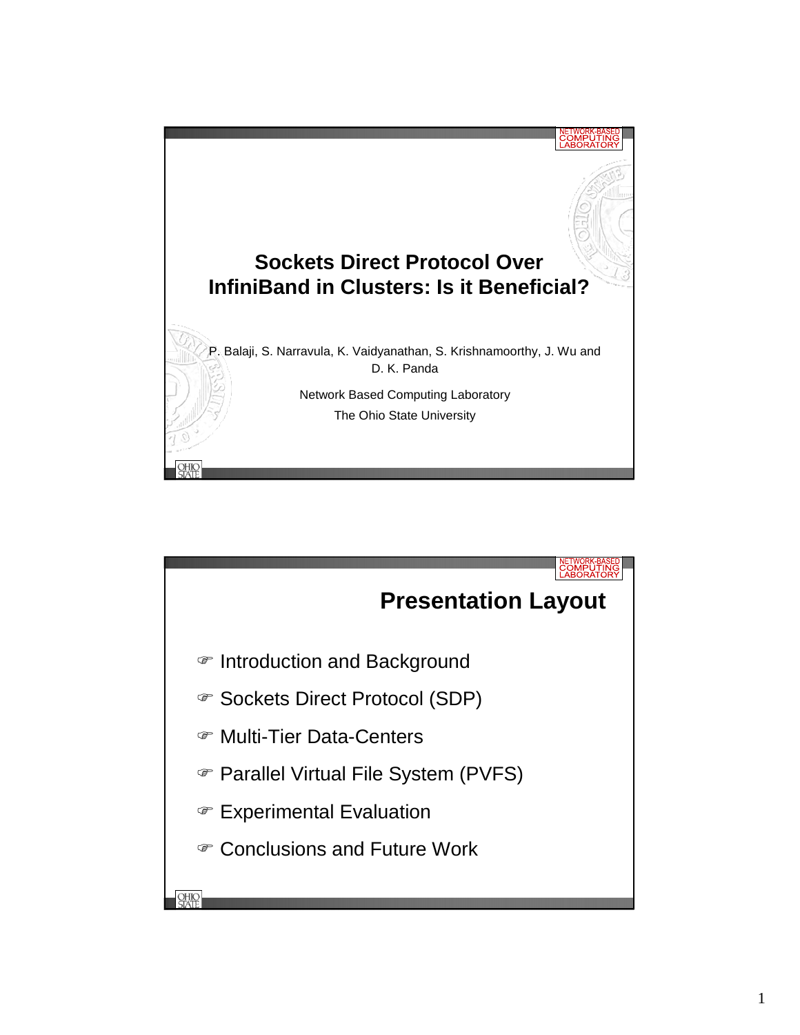# Sockets Direct Protocol Over InfiniBand in Clusters: Is it Beneficial?

P. Balaji, S. Narravula, K. Vaidyanathan, S. Krishnamoorthy, J. Wu and D. K. Panda

Network Based Computing Laboratory

The Ohio State University

## Presentation Layout

- Introduction and Background
- Sockets Direct Protocol (SDP)
- Multi-Tier Data-Centers
- Parallel Virtual File System (PVFS)
- Experimental Evaluation
- Conclusions and Future Work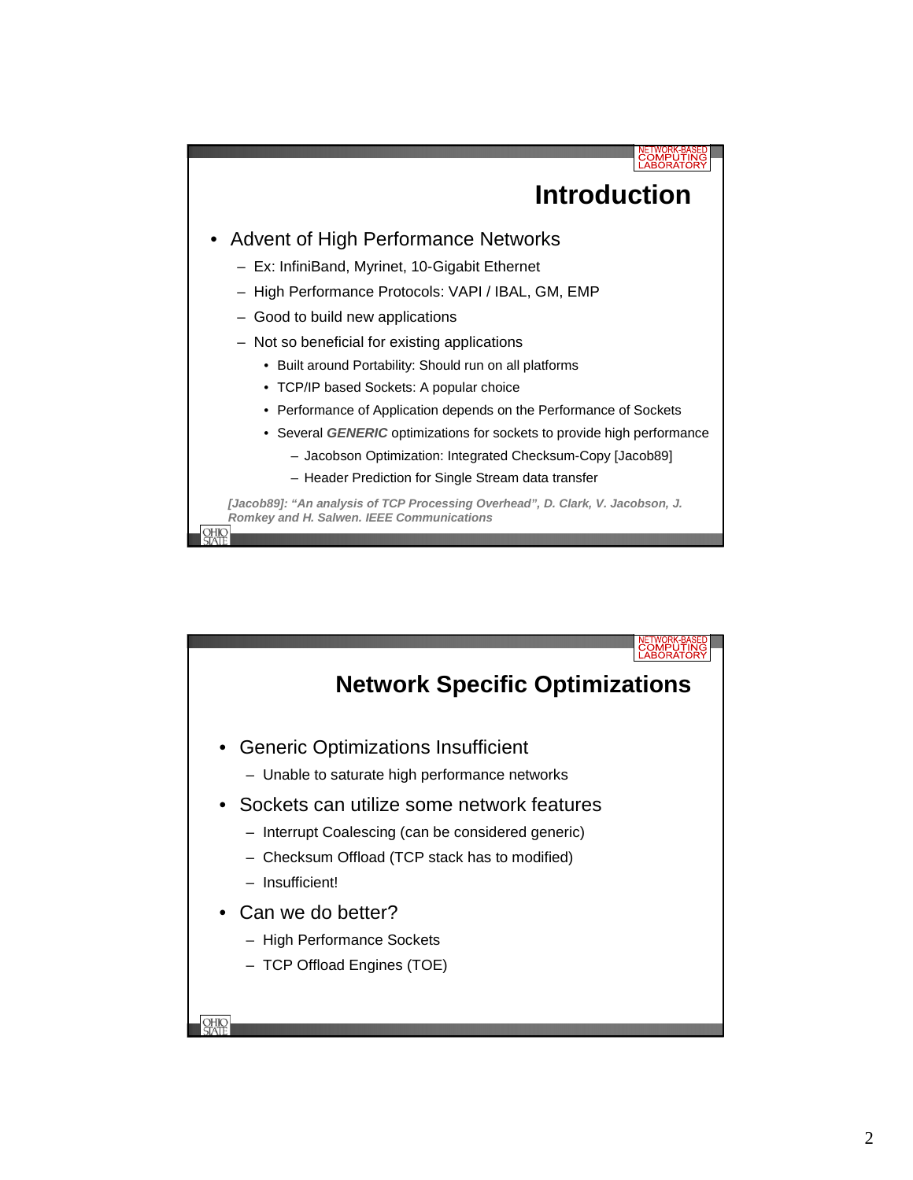## Introduction

- Advent of High Performance Networks
  - Ex: InfiniBand, Myrinet, 10-Gigabit Ethernet
  - High Performance Protocols: VAPI / IBAL, GM, EMP
  - Good to build new applications
  - Not so beneficial for existing applications
    - Built around Portability: Should run on all platforms
    - TCP/IP based Sockets: A popular choice
    - Performance of Application depends on the Performance of Sockets
    - Several ***GENERIC*** optimizations for sockets to provide high performance
      - Jacobson Optimization: Integrated Checksum-Copy [Jacob89]
      - Header Prediction for Single Stream data transfer

***[Jacob89]: "An analysis of TCP Processing Overhead", D. Clark, V. Jacobson, J. Romkey and H. Salwen. IEEE Communications***

## Network Specific Optimizations

- Generic Optimizations Insufficient
  - Unable to saturate high performance networks
- Sockets can utilize some network features
  - Interrupt Coalescing (can be considered generic)
  - Checksum Offload (TCP stack has to modified)
  - Insufficient!
- Can we do better?
  - High Performance Sockets
  - TCP Offload Engines (TOE)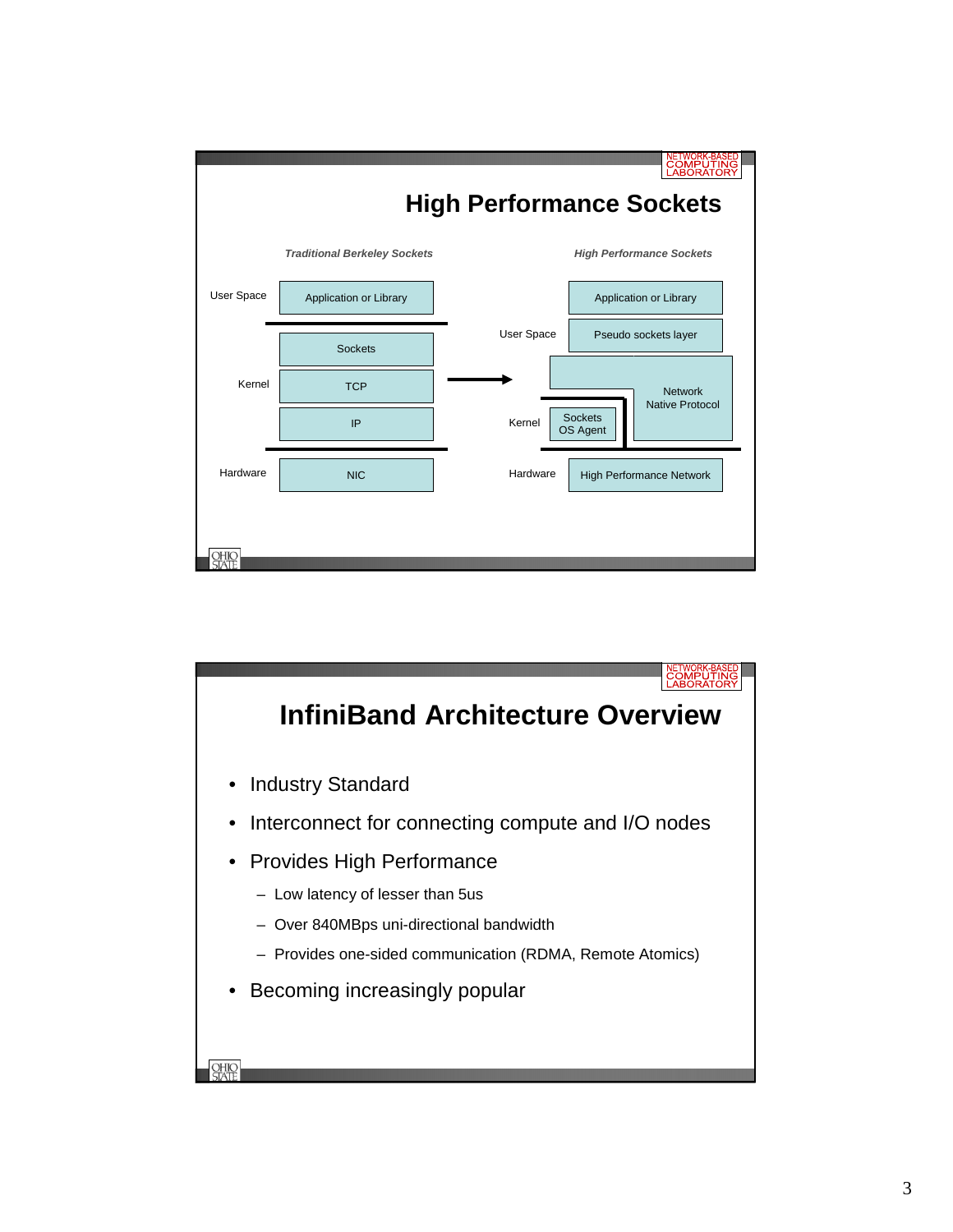# High Performance Sockets

| | *Traditional Berkeley Sockets* | | | *High Performance Sockets* |
|---|---|---|---|---|
| User Space | Application or Library | → | | Application or Library |
| Kernel | Sockets | | User Space | Pseudo sockets layer |
| | TCP | | Kernel | Sockets OS Agent / Network Native Protocol |
| | IP | | | |
| Hardware | NIC | | Hardware | High Performance Network |

# InfiniBand Architecture Overview

- Industry Standard
- Interconnect for connecting compute and I/O nodes
- Provides High Performance
  - Low latency of lesser than 5us
  - Over 840MBps uni-directional bandwidth
  - Provides one-sided communication (RDMA, Remote Atomics)
- Becoming increasingly popular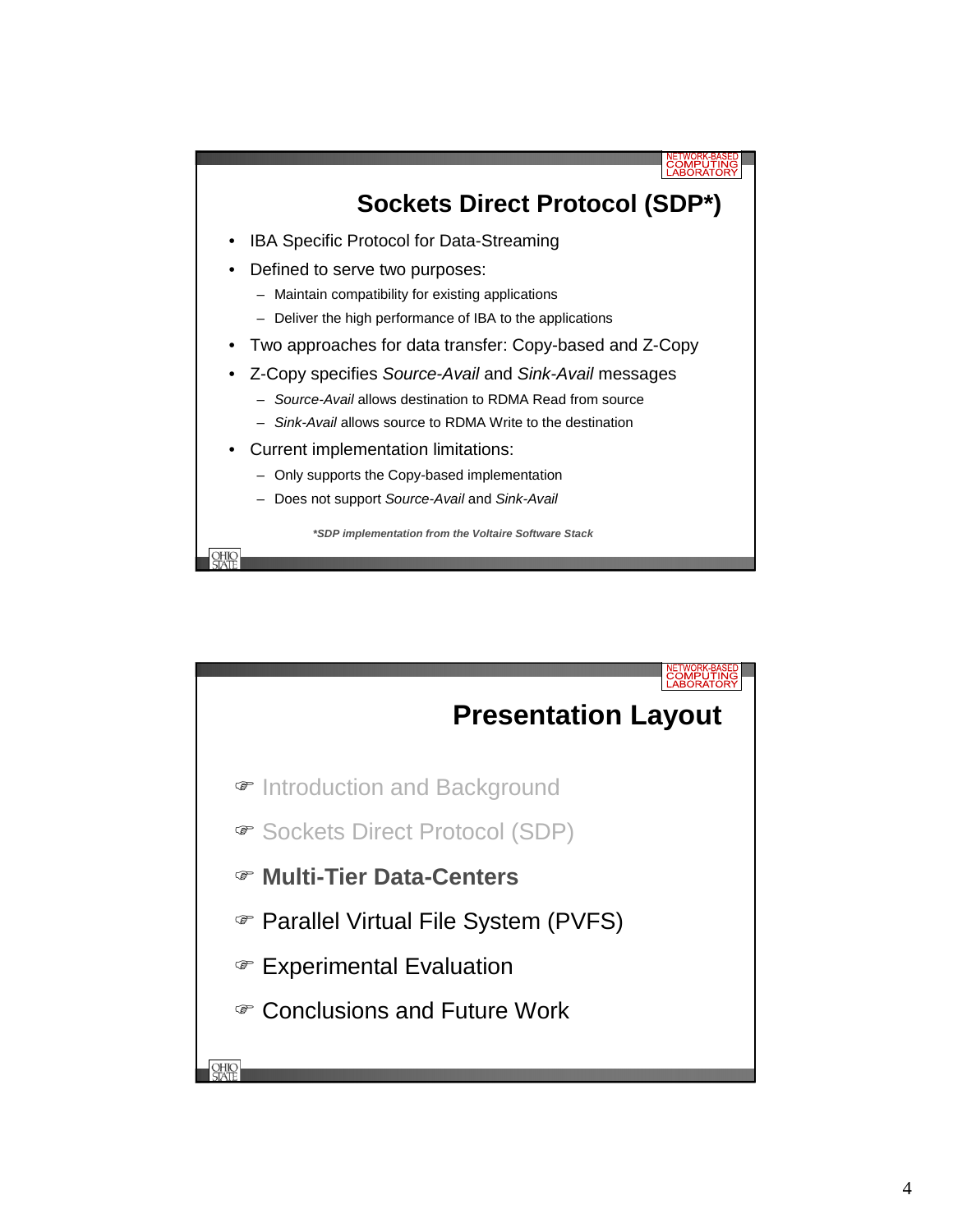## Sockets Direct Protocol (SDP*)

- IBA Specific Protocol for Data-Streaming
- Defined to serve two purposes:
  - Maintain compatibility for existing applications
  - Deliver the high performance of IBA to the applications
- Two approaches for data transfer: Copy-based and Z-Copy
- Z-Copy specifies *Source-Avail* and *Sink-Avail* messages
  - *Source-Avail* allows destination to RDMA Read from source
  - *Sink-Avail* allows source to RDMA Write to the destination
- Current implementation limitations:
  - Only supports the Copy-based implementation
  - Does not support *Source-Avail* and *Sink-Avail*

***SDP implementation from the Voltaire Software Stack***

## Presentation Layout

- Introduction and Background
- Sockets Direct Protocol (SDP)
- **Multi-Tier Data-Centers**
- Parallel Virtual File System (PVFS)
- Experimental Evaluation
- Conclusions and Future Work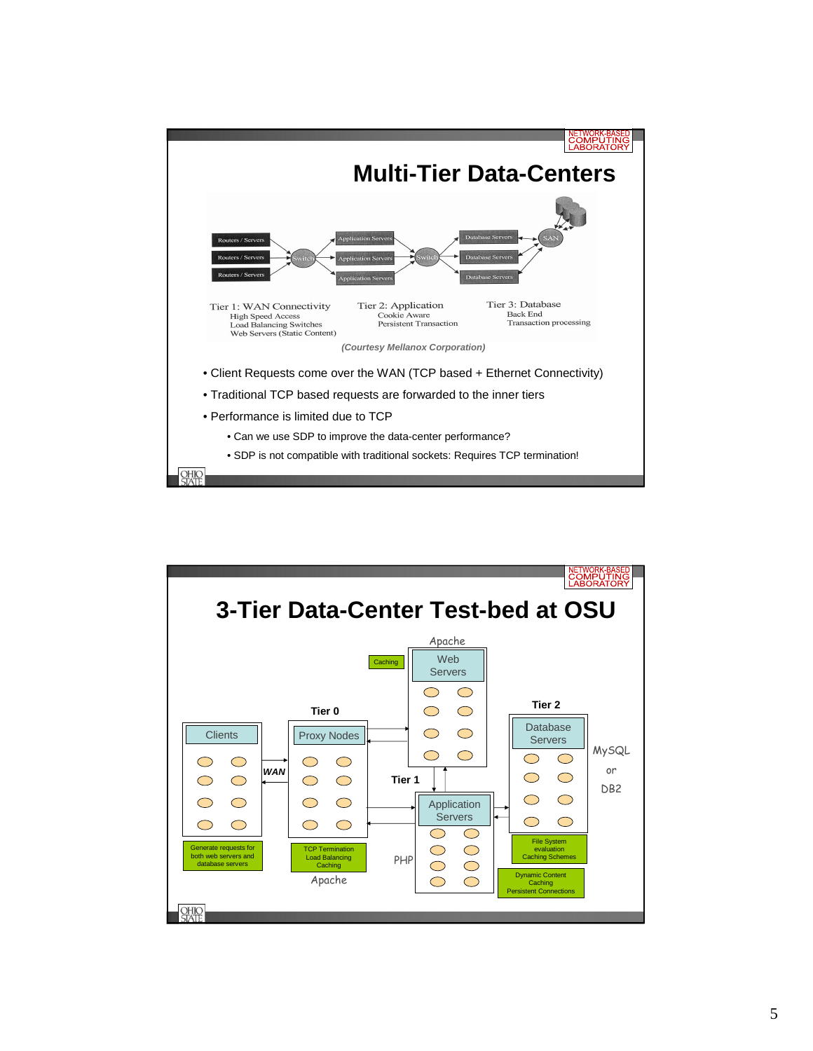## Multi-Tier Data-Centers

Routers / Servers → Switch → Application Servers → Switch → Database Servers → SAN

**Tier 1: WAN Connectivity**
High Speed Access
Load Balancing Switches
Web Servers (Static Content)

**Tier 2: Application**
Cookie Aware
Persistent Transaction

**Tier 3: Database**
Back End
Transaction processing

*(Courtesy Mellanox Corporation)*

- Client Requests come over the WAN (TCP based + Ethernet Connectivity)
- Traditional TCP based requests are forwarded to the inner tiers
- Performance is limited due to TCP
  - Can we use SDP to improve the data-center performance?
  - SDP is not compatible with traditional sockets: Requires TCP termination!

## 3-Tier Data-Center Test-bed at OSU

- Clients — Generate requests for both web servers and database servers
- WAN
- Tier 0: Proxy Nodes (Apache) — TCP Termination, Load Balancing, Caching
- Web Servers (Apache) — Caching
- Tier 1: Application Servers (PHP)
- Tier 2: Database Servers (MySQL or DB2) — File System evaluation, Caching Schemes; Dynamic Content Caching, Persistent Connections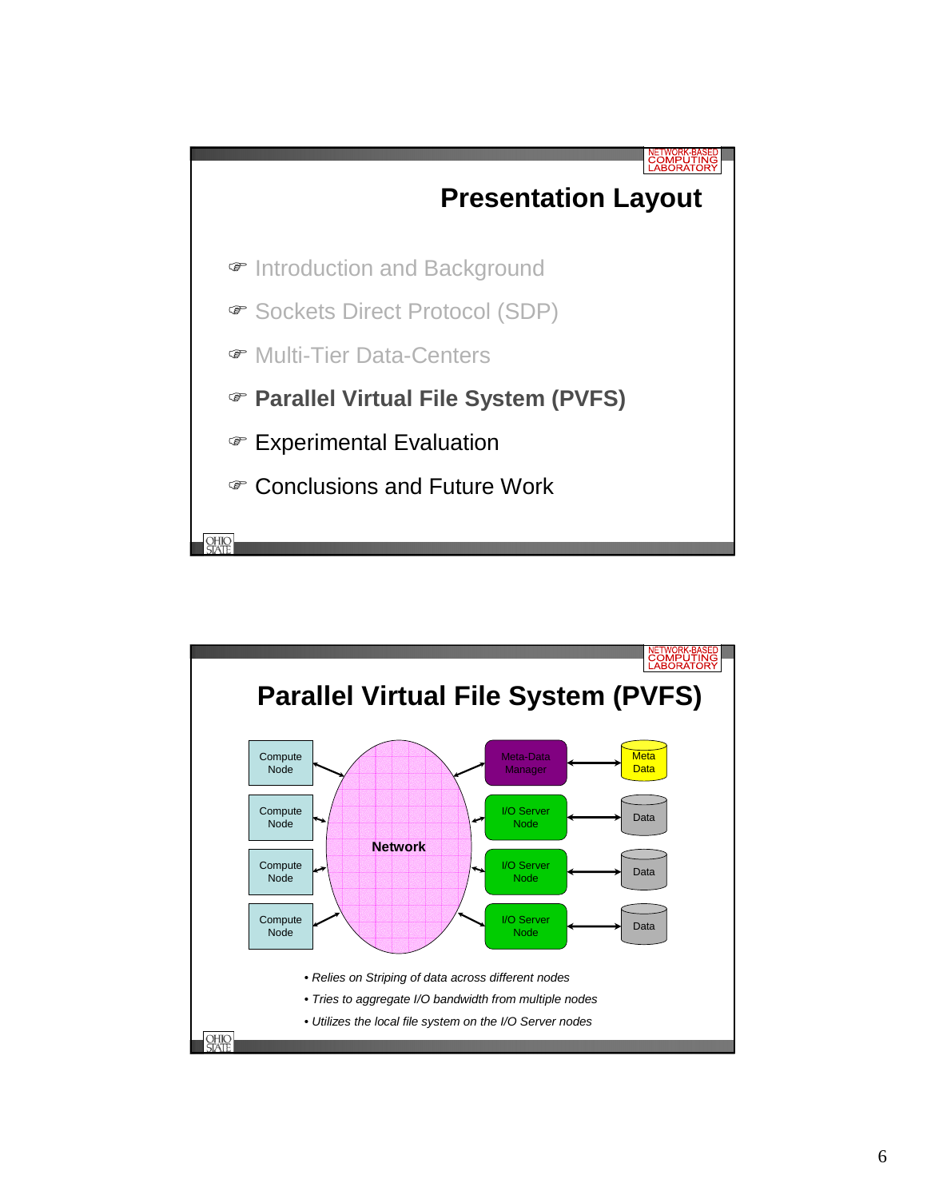## Presentation Layout

- Introduction and Background
- Sockets Direct Protocol (SDP)
- Multi-Tier Data-Centers
- **Parallel Virtual File System (PVFS)**
- Experimental Evaluation
- Conclusions and Future Work

## Parallel Virtual File System (PVFS)

Compute Node | Compute Node | Compute Node | Compute Node

Network

Meta-Data Manager — Meta Data

I/O Server Node — Data

I/O Server Node — Data

I/O Server Node — Data

- *Relies on Striping of data across different nodes*
- *Tries to aggregate I/O bandwidth from multiple nodes*
- *Utilizes the local file system on the I/O Server nodes*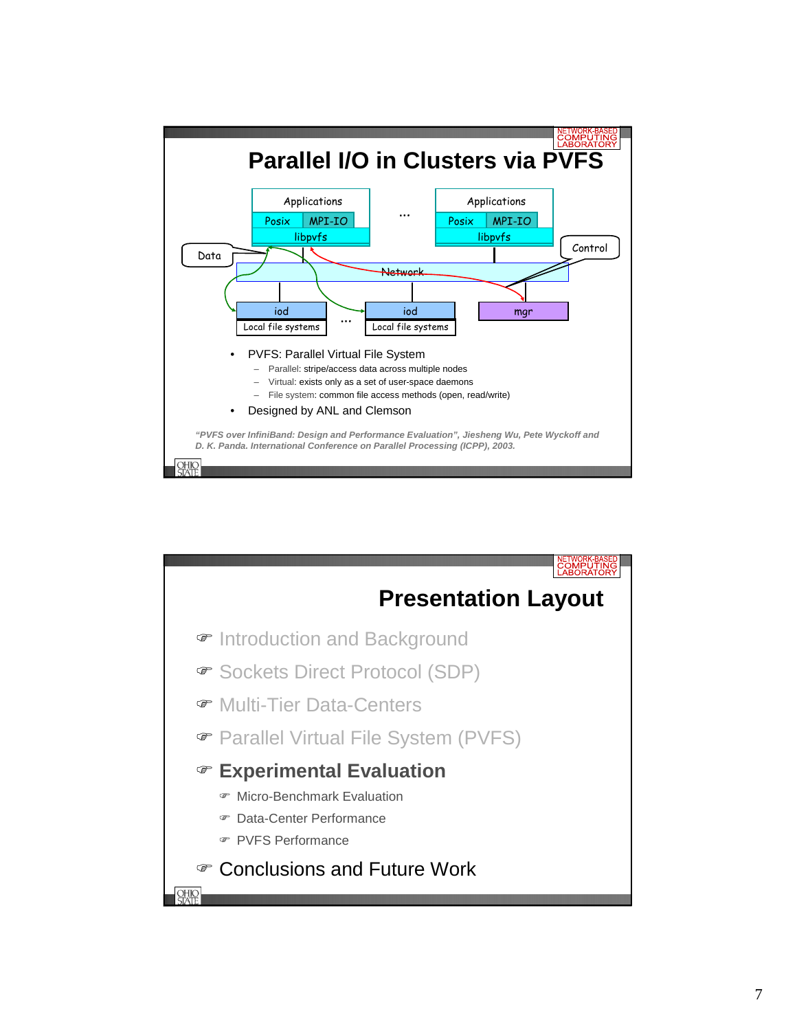## Parallel I/O in Clusters via PVFS

Applications | Posix | MPI-IO | libpvfs … Applications | Posix | MPI-IO | libpvfs

Data — Network — Control

iod / Local file systems … iod / Local file systems — mgr

- PVFS: Parallel Virtual File System
  - Parallel: stripe/access data across multiple nodes
  - Virtual: exists only as a set of user-space daemons
  - File system: common file access methods (open, read/write)
- Designed by ANL and Clemson

*"PVFS over InfiniBand: Design and Performance Evaluation", Jiesheng Wu, Pete Wyckoff and D. K. Panda. International Conference on Parallel Processing (ICPP), 2003.*

## Presentation Layout

- Introduction and Background
- Sockets Direct Protocol (SDP)
- Multi-Tier Data-Centers
- Parallel Virtual File System (PVFS)
- **Experimental Evaluation**
  - Micro-Benchmark Evaluation
  - Data-Center Performance
  - PVFS Performance
- Conclusions and Future Work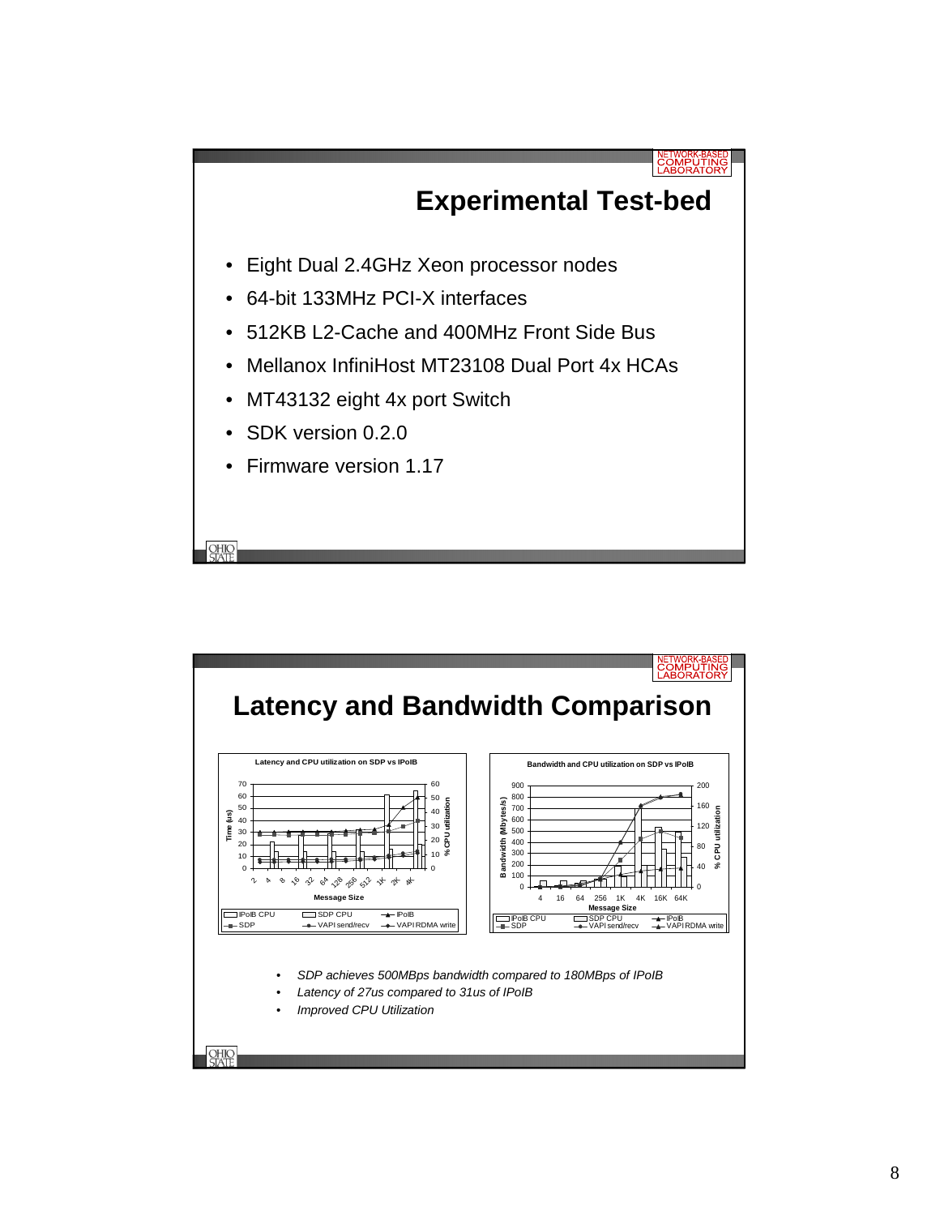## Experimental Test-bed

- Eight Dual 2.4GHz Xeon processor nodes
- 64-bit 133MHz PCI-X interfaces
- 512KB L2-Cache and 400MHz Front Side Bus
- Mellanox InfiniHost MT23108 Dual Port 4x HCAs
- MT43132 eight 4x port Switch
- SDK version 0.2.0
- Firmware version 1.17

## Latency and Bandwidth Comparison

Latency and CPU utilization on SDP vs IPoIB

Bandwidth and CPU utilization on SDP vs IPoIB

- *SDP achieves 500MBps bandwidth compared to 180MBps of IPoIB*
- *Latency of 27us compared to 31us of IPoIB*
- *Improved CPU Utilization*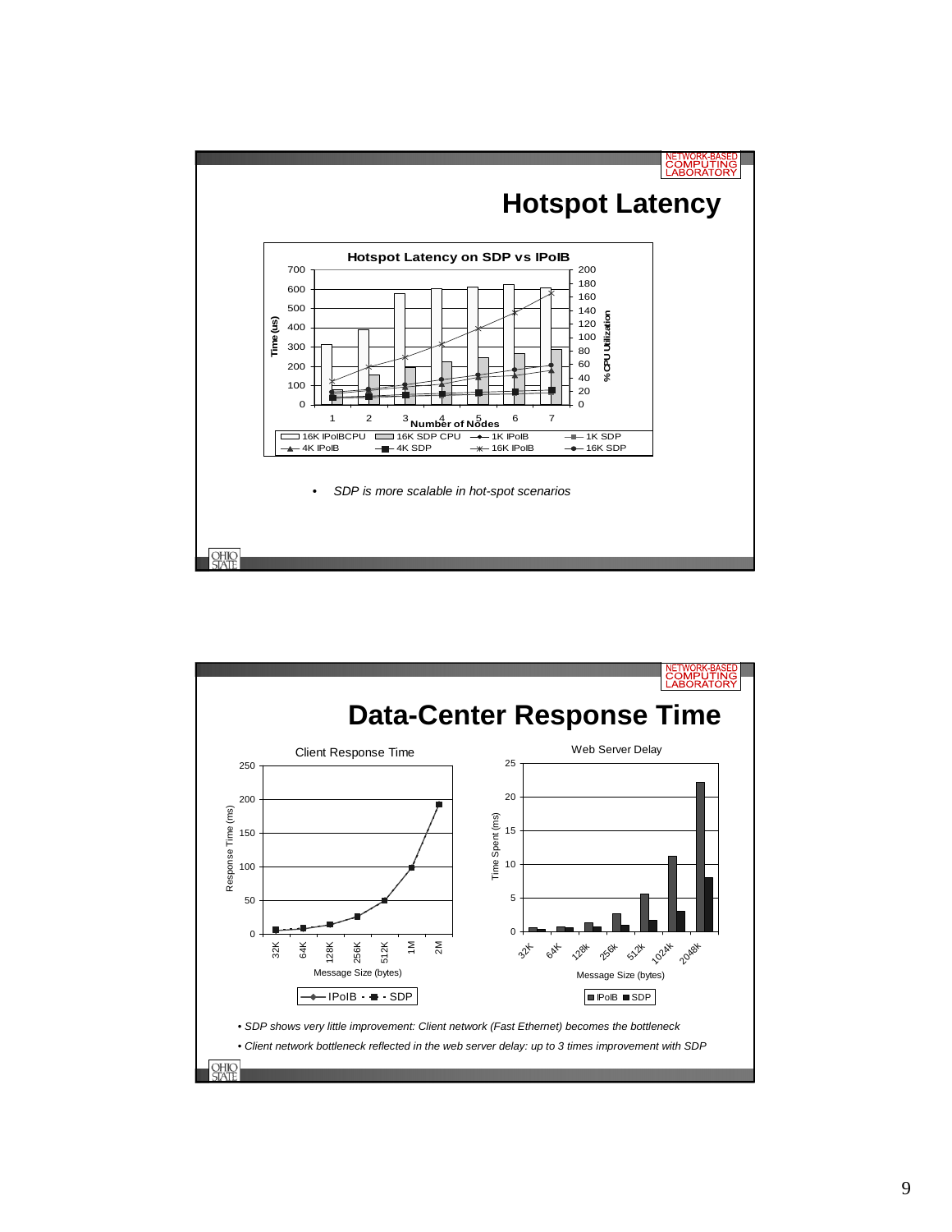## Hotspot Latency

**Hotspot Latency on SDP vs IPoIB**

- *SDP is more scalable in hot-spot scenarios*

## Data-Center Response Time

- *SDP shows very little improvement: Client network (Fast Ethernet) becomes the bottleneck*
- *Client network bottleneck reflected in the web server delay: up to 3 times improvement with SDP*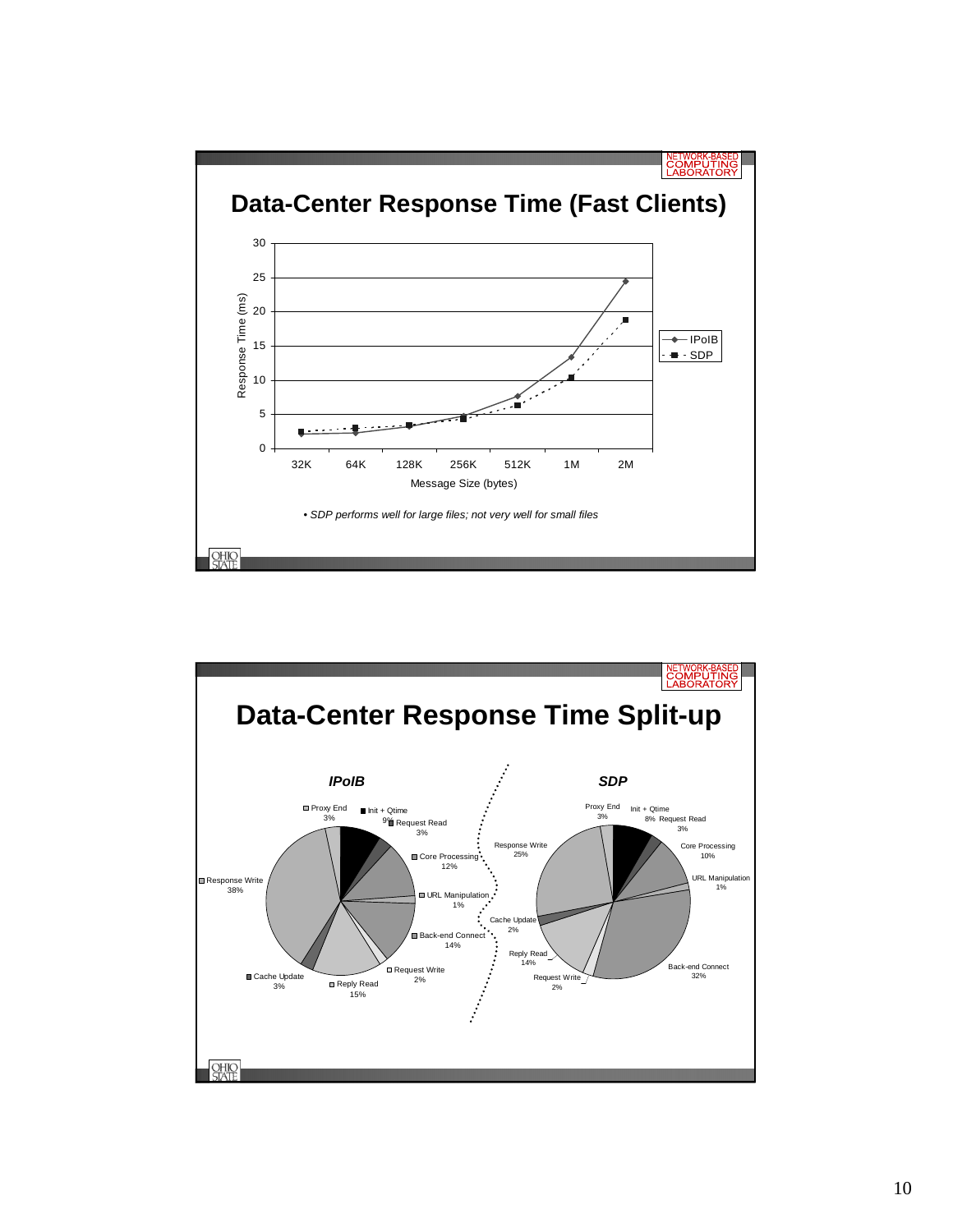## Data-Center Response Time (Fast Clients)

| Message Size (bytes) | IPoIB | SDP |
|---|---|---|
| 32K | | |
| 64K | | |
| 128K | | |
| 256K | | |
| 512K | | |
| 1M | | |
| 2M | | |

Response Time (ms)

- *SDP performs well for large files; not very well for small files*

## Data-Center Response Time Split-up

***IPoIB***

- Proxy End 3%
- Init + Qtime 9%
- Request Read 3%
- Core Processing 12%
- URL Manipulation 1%
- Back-end Connect 14%
- Request Write 2%
- Reply Read 15%
- Cache Update 3%
- Response Write 38%

***SDP***

- Proxy End 3%
- Init + Qtime 8%
- Request Read 3%
- Core Processing 10%
- URL Manipulation 1%
- Back-end Connect 32%
- Request Write 2%
- Reply Read 14%
- Cache Update 2%
- Response Write 25%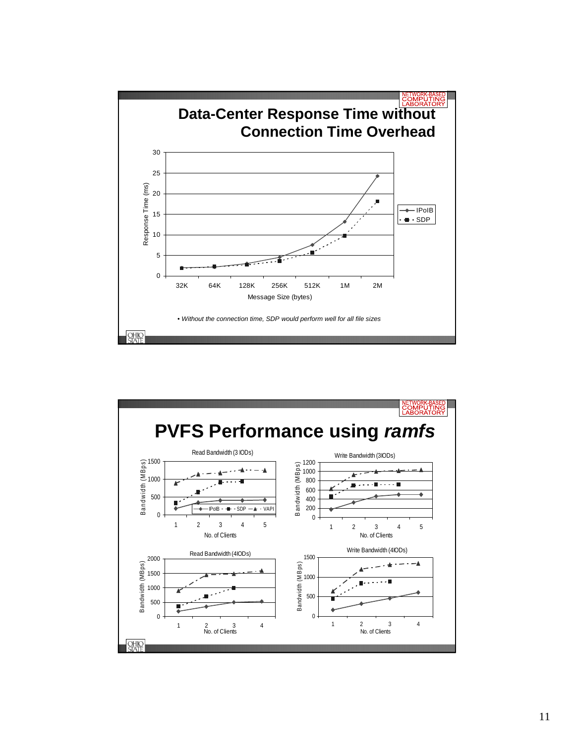## Data-Center Response Time without Connection Time Overhead

Response Time (ms)

| Message Size (bytes) | IPoIB | SDP |
|---|---|---|
| 32K | ~2 | ~2 |
| 64K | ~2.2 | ~2.3 |
| 128K | ~3 | ~2.7 |
| 256K | ~4.5 | ~3.6 |
| 512K | ~7.5 | ~5.7 |
| 1M | ~13.2 | ~9.8 |
| 2M | ~24.3 | ~18.1 |

*• Without the connection time, SDP would perform well for all file sizes*

## PVFS Performance using *ramfs*

**Read Bandwidth (3 IODs)** — Bandwidth (MBps) vs. No. of Clients (1–5); series: IPoIB, SDP, VAPI

**Write Bandwidth (3IODs)** — Bandwidth (MBps) vs. No. of Clients (1–5)

**Read Bandwidth (4IODs)** — Bandwidth (MBps) vs. No. of Clients (1–4)

**Write Bandwidth (4IODs)** — Bandwidth (MBps) vs. No. of Clients (1–4)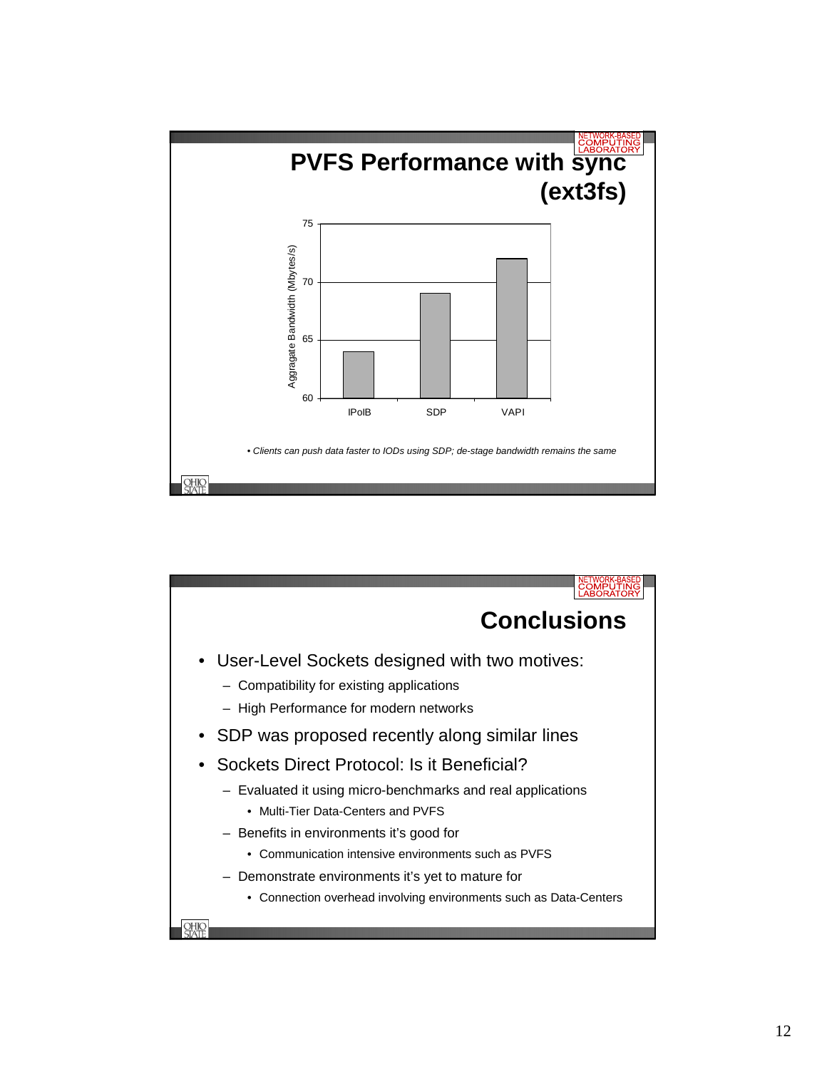## PVFS Performance with sync (ext3fs)

| | IPoIB | SDP | VAPI |
|---|---|---|---|
| Aggregate Bandwidth (Mbytes/s) | 64 | 69 | 72 |

*• Clients can push data faster to IODs using SDP; de-stage bandwidth remains the same*

## Conclusions

- User-Level Sockets designed with two motives:
  - Compatibility for existing applications
  - High Performance for modern networks
- SDP was proposed recently along similar lines
- Sockets Direct Protocol: Is it Beneficial?
  - Evaluated it using micro-benchmarks and real applications
    - Multi-Tier Data-Centers and PVFS
  - Benefits in environments it's good for
    - Communication intensive environments such as PVFS
  - Demonstrate environments it's yet to mature for
    - Connection overhead involving environments such as Data-Centers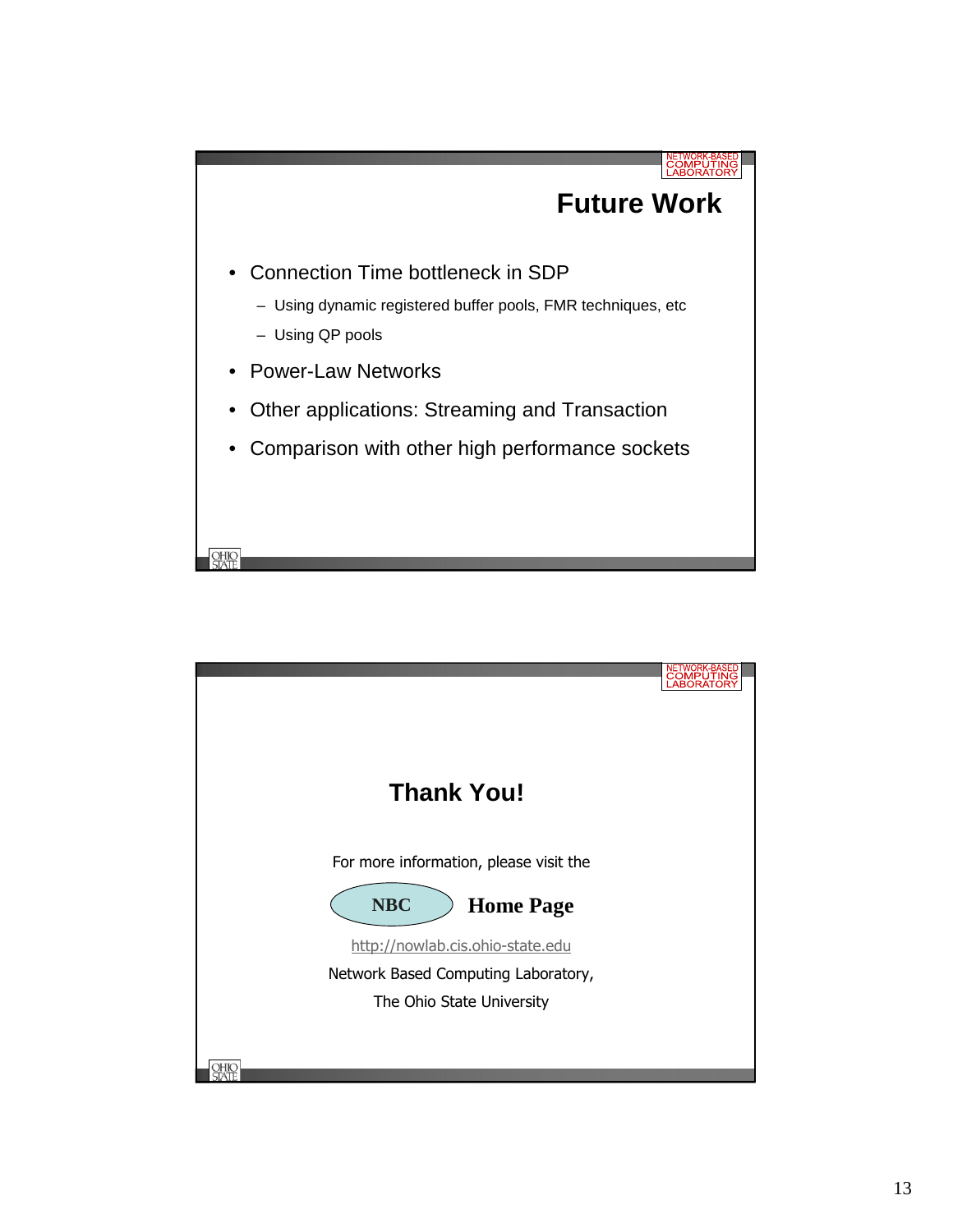## Future Work

- Connection Time bottleneck in SDP
  - Using dynamic registered buffer pools, FMR techniques, etc
  - Using QP pools
- Power-Law Networks
- Other applications: Streaming and Transaction
- Comparison with other high performance sockets

## Thank You!

For more information, please visit the

**NBC** **Home Page**

http://nowlab.cis.ohio-state.edu

Network Based Computing Laboratory,

The Ohio State University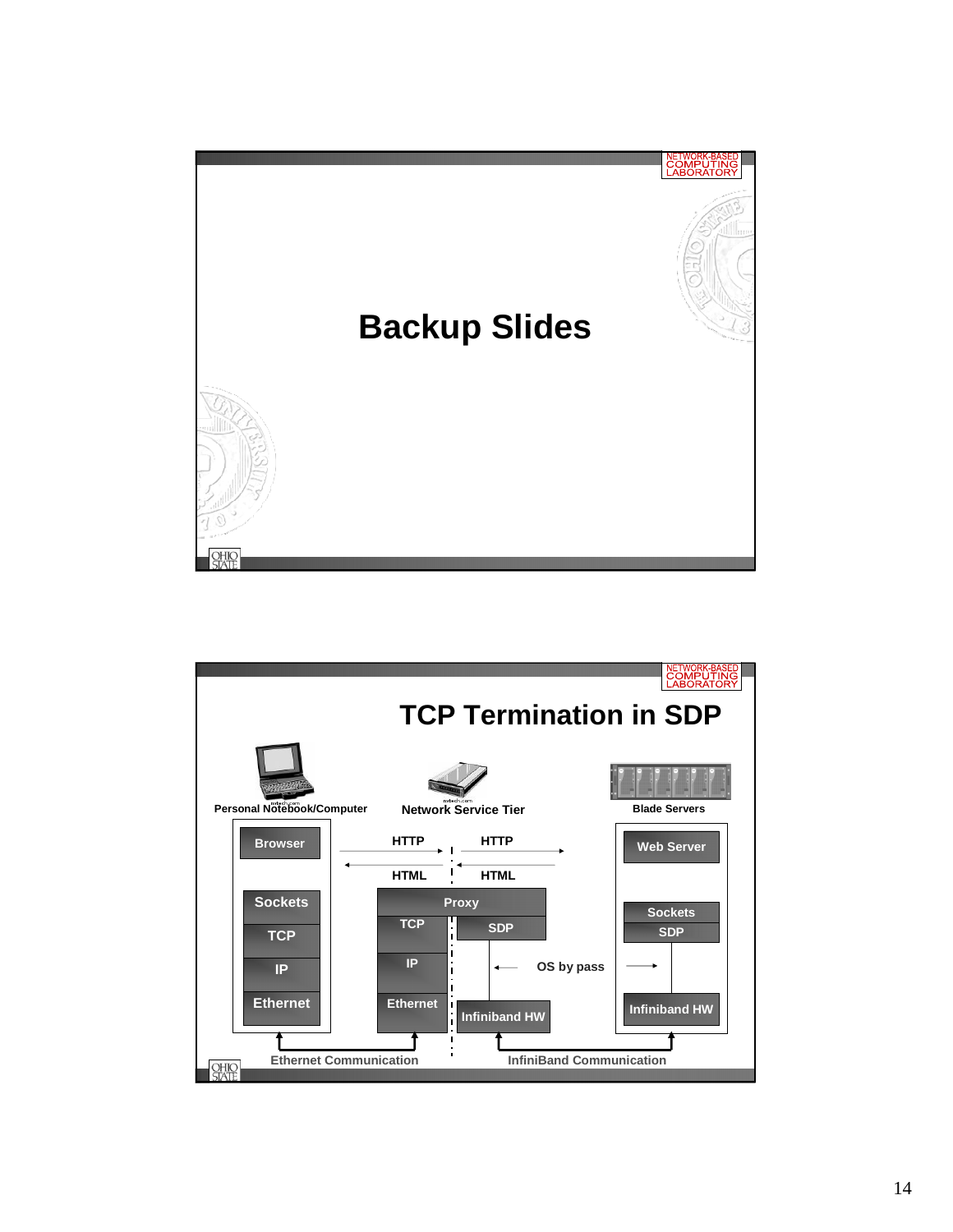# Backup Slides

## TCP Termination in SDP

Personal Notebook/Computer

Network Service Tier

Blade Servers

Browser

HTTP

HTTP

HTML

HTML

Web Server

Sockets

TCP

IP

Ethernet

Proxy

TCP

SDP

IP

Ethernet

Infiniband HW

OS by pass

Sockets

SDP

Infiniband HW

Ethernet Communication

InfiniBand Communication